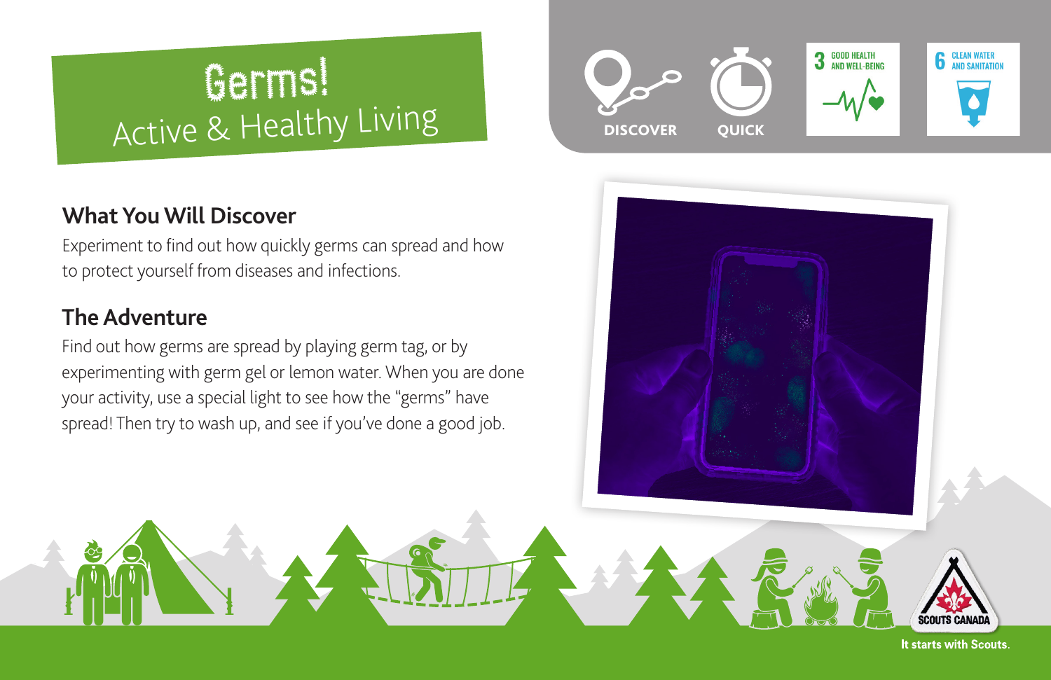# Germs!

## Active & Healthy Living

DISCOVER

QUICK

3 GOOD HEALTH AND WELL-BEING

6 CLEAN WATER AND SANITATION

### What You Will Discover

Experiment to find out how quickly germs can spread and how to protect yourself from diseases and infections.

### The Adventure

Find out how germs are spread by playing germ tag, or by experimenting with germ gel or lemon water. When you are done your activity, use a special light to see how the "germs" have spread! Then try to wash up, and see if you've done a good job.

SCOUTS CANADA

It starts with Scouts.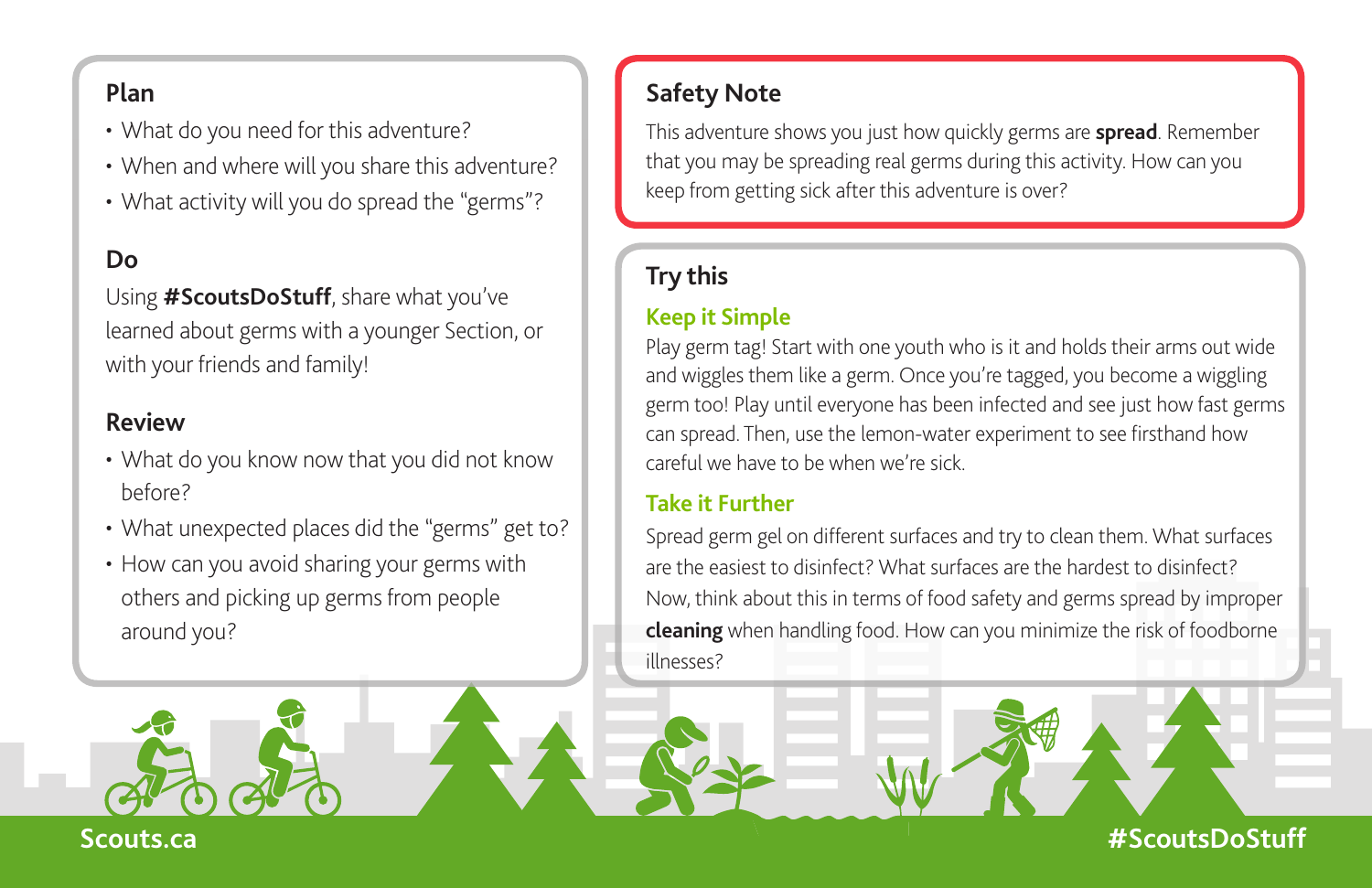## Plan

- What do you need for this adventure?
- When and where will you share this adventure?
- What activity will you do spread the "germs"?

## Do

Using **#ScoutsDoStuff**, share what you've learned about germs with a younger Section, or with your friends and family!

## Review

- What do you know now that you did not know before?
- What unexpected places did the "germs" get to?
- How can you avoid sharing your germs with others and picking up germs from people around you?

## Safety Note

This adventure shows you just how quickly germs are **spread**. Remember that you may be spreading real germs during this activity. How can you keep from getting sick after this adventure is over?

## Try this

### Keep it Simple

Play germ tag! Start with one youth who is it and holds their arms out wide and wiggles them like a germ. Once you're tagged, you become a wiggling germ too! Play until everyone has been infected and see just how fast germs can spread. Then, use the lemon-water experiment to see firsthand how careful we have to be when we're sick.

### Take it Further

Spread germ gel on different surfaces and try to clean them. What surfaces are the easiest to disinfect? What surfaces are the hardest to disinfect? Now, think about this in terms of food safety and germs spread by improper **cleaning** when handling food. How can you minimize the risk of foodborne illnesses?

Scouts.ca

#ScoutsDoStuff